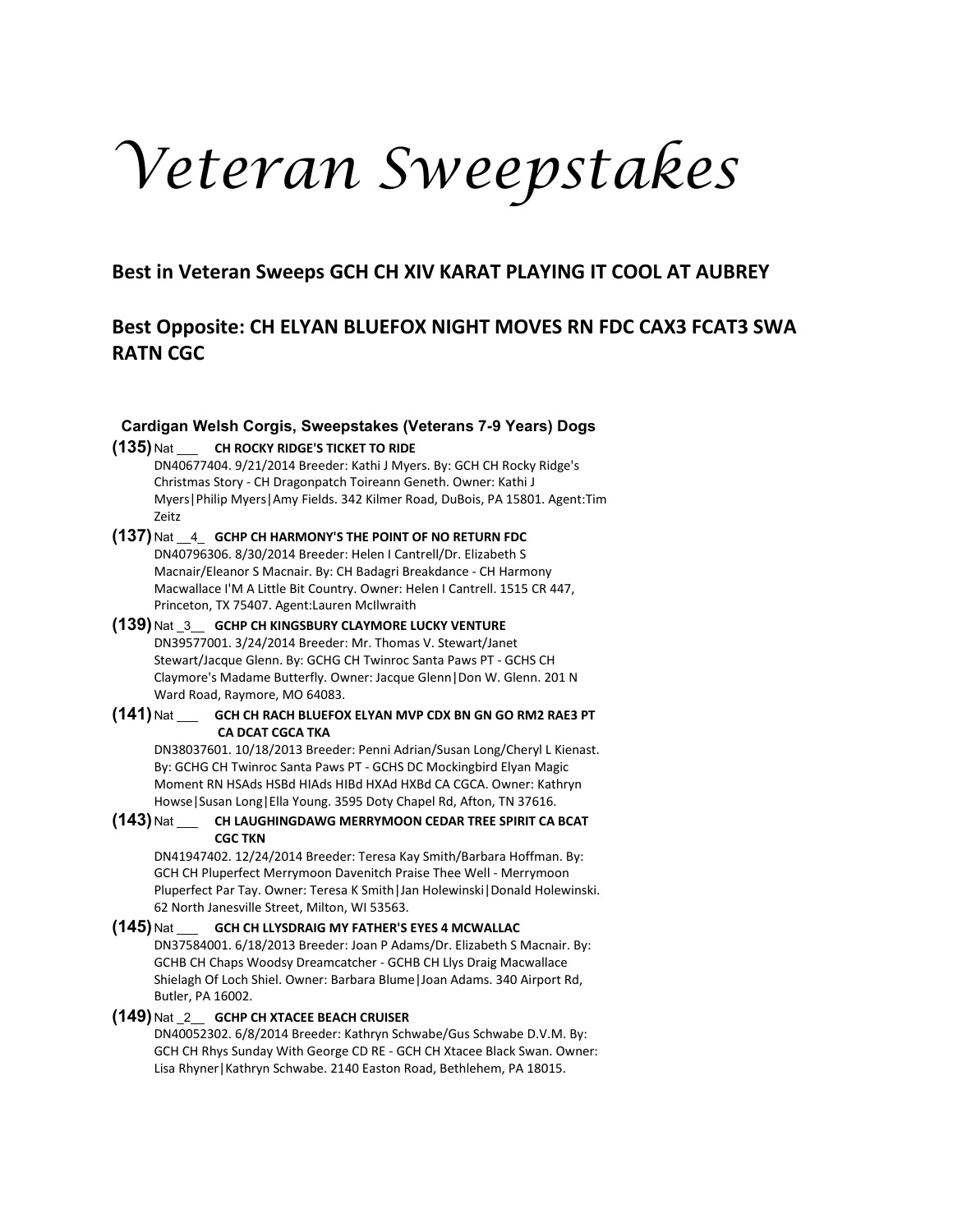# *Veteran Sweepstakes*

## Best in Veteran Sweeps GCH CH XIV KARAT PLAYING IT COOL AT AUBREY

## Best Opposite: CH ELYAN BLUEFOX NIGHT MOVES RN FDC CAX3 FCAT3 SWA RATN CGC

### Cardigan Welsh Corgis, Sweepstakes (Veterans 7-9 Years) Dogs

**(135)** Nat ___ **CH ROCKY RIDGE'S TICKET TO RIDE**
DN40677404. 9/21/2014 Breeder: Kathi J Myers. By: GCH CH Rocky Ridge's Christmas Story - CH Dragonpatch Toireann Geneth. Owner: Kathi J Myers|Philip Myers|Amy Fields. 342 Kilmer Road, DuBois, PA 15801. Agent:Tim Zeitz

**(137)** Nat __4_ **GCHP CH HARMONY'S THE POINT OF NO RETURN FDC**
DN40796306. 8/30/2014 Breeder: Helen I Cantrell/Dr. Elizabeth S Macnair/Eleanor S Macnair. By: CH Badagri Breakdance - CH Harmony Macwallace I'M A Little Bit Country. Owner: Helen I Cantrell. 1515 CR 447, Princeton, TX 75407. Agent:Lauren McIlwraith

**(139)** Nat _3__ **GCHP CH KINGSBURY CLAYMORE LUCKY VENTURE**
DN39577001. 3/24/2014 Breeder: Mr. Thomas V. Stewart/Janet Stewart/Jacque Glenn. By: GCHG CH Twinroc Santa Paws PT - GCHS CH Claymore's Madame Butterfly. Owner: Jacque Glenn|Don W. Glenn. 201 N Ward Road, Raymore, MO 64083.

**(141)** Nat ___ **GCH CH RACH BLUEFOX ELYAN MVP CDX BN GN GO RM2 RAE3 PT CA DCAT CGCA TKA**
DN38037601. 10/18/2013 Breeder: Penni Adrian/Susan Long/Cheryl L Kienast. By: GCHG CH Twinroc Santa Paws PT - GCHS DC Mockingbird Elyan Magic Moment RN HSAds HSBd HIAds HIBd HXAd HXBd CA CGCA. Owner: Kathryn Howse|Susan Long|Ella Young. 3595 Doty Chapel Rd, Afton, TN 37616.

**(143)** Nat ___ **CH LAUGHINGDAWG MERRYMOON CEDAR TREE SPIRIT CA BCAT CGC TKN**
DN41947402. 12/24/2014 Breeder: Teresa Kay Smith/Barbara Hoffman. By: GCH CH Pluperfect Merrymoon Davenitch Praise Thee Well - Merrymoon Pluperfect Par Tay. Owner: Teresa K Smith|Jan Holewinski|Donald Holewinski. 62 North Janesville Street, Milton, WI 53563.

**(145)** Nat ___ **GCH CH LLYSDRAIG MY FATHER'S EYES 4 MCWALLAC**
DN37584001. 6/18/2013 Breeder: Joan P Adams/Dr. Elizabeth S Macnair. By: GCHB CH Chaps Woodsy Dreamcatcher - GCHB CH Llys Draig Macwallace Shielagh Of Loch Shiel. Owner: Barbara Blume|Joan Adams. 340 Airport Rd, Butler, PA 16002.

**(149)** Nat _2__ **GCHP CH XTACEE BEACH CRUISER**
DN40052302. 6/8/2014 Breeder: Kathryn Schwabe/Gus Schwabe D.V.M. By: GCH CH Rhys Sunday With George CD RE - GCH CH Xtacee Black Swan. Owner: Lisa Rhyner|Kathryn Schwabe. 2140 Easton Road, Bethlehem, PA 18015.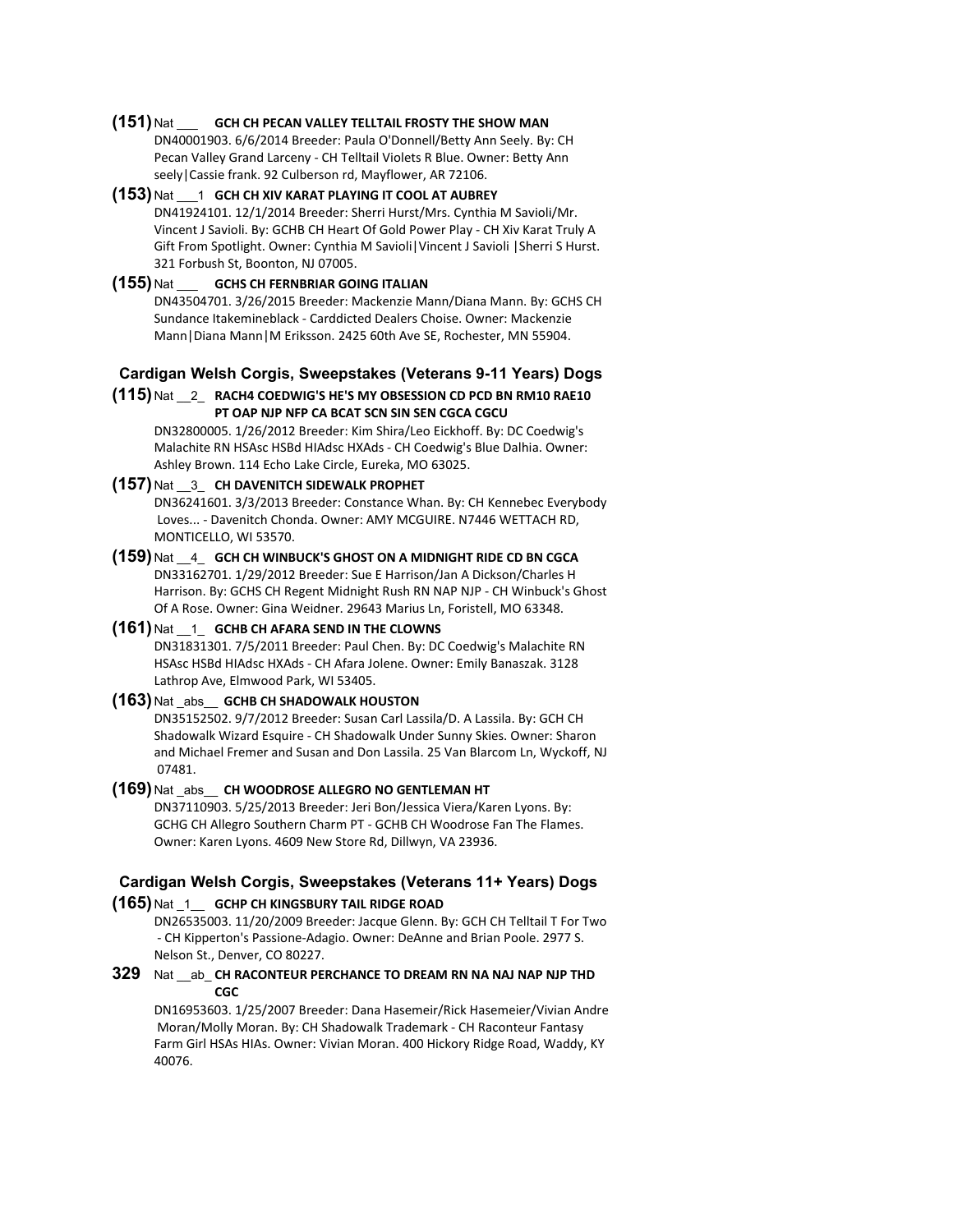**(151)** Nat ___ **GCH CH PECAN VALLEY TELLTAIL FROSTY THE SHOW MAN**
DN40001903. 6/6/2014 Breeder: Paula O'Donnell/Betty Ann Seely. By: CH Pecan Valley Grand Larceny - CH Telltail Violets R Blue. Owner: Betty Ann seely|Cassie frank. 92 Culberson rd, Mayflower, AR 72106.

**(153)** Nat ___1 **GCH CH XIV KARAT PLAYING IT COOL AT AUBREY**
DN41924101. 12/1/2014 Breeder: Sherri Hurst/Mrs. Cynthia M Savioli/Mr. Vincent J Savioli. By: GCHB CH Heart Of Gold Power Play - CH Xiv Karat Truly A Gift From Spotlight. Owner: Cynthia M Savioli|Vincent J Savioli |Sherri S Hurst. 321 Forbush St, Boonton, NJ 07005.

**(155)** Nat ___ **GCHS CH FERNBRIAR GOING ITALIAN**
DN43504701. 3/26/2015 Breeder: Mackenzie Mann/Diana Mann. By: GCHS CH Sundance Itakemineblack - Carddicted Dealers Choise. Owner: Mackenzie Mann|Diana Mann|M Eriksson. 2425 60th Ave SE, Rochester, MN 55904.

### Cardigan Welsh Corgis, Sweepstakes (Veterans 9-11 Years) Dogs

**(115)** Nat __2_ **RACH4 COEDWIG'S HE'S MY OBSESSION CD PCD BN RM10 RAE10 PT OAP NJP NFP CA BCAT SCN SIN SEN CGCA CGCU**
DN32800005. 1/26/2012 Breeder: Kim Shira/Leo Eickhoff. By: DC Coedwig's Malachite RN HSAsc HSBd HIAdsc HXAds - CH Coedwig's Blue Dalhia. Owner: Ashley Brown. 114 Echo Lake Circle, Eureka, MO 63025.

**(157)** Nat __3_ **CH DAVENITCH SIDEWALK PROPHET**
DN36241601. 3/3/2013 Breeder: Constance Whan. By: CH Kennebec Everybody Loves... - Davenitch Chonda. Owner: AMY MCGUIRE. N7446 WETTACH RD, MONTICELLO, WI 53570.

**(159)** Nat __4_ **GCH CH WINBUCK'S GHOST ON A MIDNIGHT RIDE CD BN CGCA**
DN33162701. 1/29/2012 Breeder: Sue E Harrison/Jan A Dickson/Charles H Harrison. By: GCHS CH Regent Midnight Rush RN NAP NJP - CH Winbuck's Ghost Of A Rose. Owner: Gina Weidner. 29643 Marius Ln, Foristell, MO 63348.

**(161)** Nat __1_ **GCHB CH AFARA SEND IN THE CLOWNS**
DN31831301. 7/5/2011 Breeder: Paul Chen. By: DC Coedwig's Malachite RN HSAsc HSBd HIAdsc HXAds - CH Afara Jolene. Owner: Emily Banaszak. 3128 Lathrop Ave, Elmwood Park, WI 53405.

**(163)** Nat _abs__ **GCHB CH SHADOWALK HOUSTON**
DN35152502. 9/7/2012 Breeder: Susan Carl Lassila/D. A Lassila. By: GCH CH Shadowalk Wizard Esquire - CH Shadowalk Under Sunny Skies. Owner: Sharon and Michael Fremer and Susan and Don Lassila. 25 Van Blarcom Ln, Wyckoff, NJ 07481.

**(169)** Nat _abs__ **CH WOODROSE ALLEGRO NO GENTLEMAN HT**
DN37110903. 5/25/2013 Breeder: Jeri Bon/Jessica Viera/Karen Lyons. By: GCHG CH Allegro Southern Charm PT - GCHB CH Woodrose Fan The Flames. Owner: Karen Lyons. 4609 New Store Rd, Dillwyn, VA 23936.

### Cardigan Welsh Corgis, Sweepstakes (Veterans 11+ Years) Dogs

**(165)** Nat _1__ **GCHP CH KINGSBURY TAIL RIDGE ROAD**
DN26535003. 11/20/2009 Breeder: Jacque Glenn. By: GCH CH Telltail T For Two - CH Kipperton's Passione-Adagio. Owner: DeAnne and Brian Poole. 2977 S. Nelson St., Denver, CO 80227.

**329** Nat __ab_ **CH RACONTEUR PERCHANCE TO DREAM RN NA NAJ NAP NJP THD CGC**
DN16953603. 1/25/2007 Breeder: Dana Hasemeir/Rick Hasemeier/Vivian Andre Moran/Molly Moran. By: CH Shadowalk Trademark - CH Raconteur Fantasy Farm Girl HSAs HIAs. Owner: Vivian Moran. 400 Hickory Ridge Road, Waddy, KY 40076.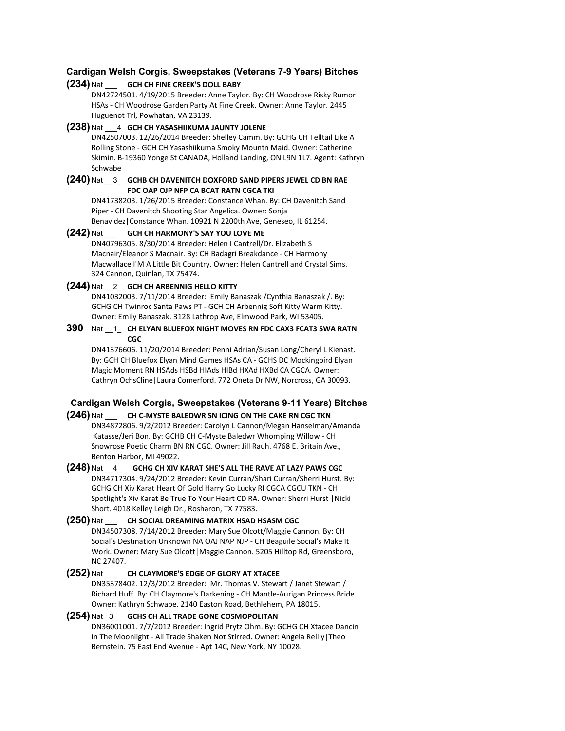### Cardigan Welsh Corgis, Sweepstakes (Veterans 7-9 Years) Bitches

**(234)** Nat ___ **GCH CH FINE CREEK'S DOLL BABY**
DN42724501. 4/19/2015 Breeder: Anne Taylor. By: CH Woodrose Risky Rumor HSAs - CH Woodrose Garden Party At Fine Creek. Owner: Anne Taylor. 2445 Huguenot Trl, Powhatan, VA 23139.

**(238)** Nat ___4 **GCH CH YASASHIIKUMA JAUNTY JOLENE**
DN42507003. 12/26/2014 Breeder: Shelley Camm. By: GCHG CH Telltail Like A Rolling Stone - GCH CH Yasashiikuma Smoky Mountn Maid. Owner: Catherine Skimin. B-19360 Yonge St CANADA, Holland Landing, ON L9N 1L7. Agent: Kathryn Schwabe

**(240)** Nat __3_ **GCHB CH DAVENITCH DOXFORD SAND PIPERS JEWEL CD BN RAE FDC OAP OJP NFP CA BCAT RATN CGCA TKI**
DN41738203. 1/26/2015 Breeder: Constance Whan. By: CH Davenitch Sand Piper - CH Davenitch Shooting Star Angelica. Owner: Sonja Benavidez|Constance Whan. 10921 N 2200th Ave, Geneseo, IL 61254.

**(242)** Nat ___ **GCH CH HARMONY'S SAY YOU LOVE ME**
DN40796305. 8/30/2014 Breeder: Helen I Cantrell/Dr. Elizabeth S Macnair/Eleanor S Macnair. By: CH Badagri Breakdance - CH Harmony Macwallace I'M A Little Bit Country. Owner: Helen Cantrell and Crystal Sims. 324 Cannon, Quinlan, TX 75474.

**(244)** Nat __2_ **GCH CH ARBENNIG HELLO KITTY**
DN41032003. 7/11/2014 Breeder: Emily Banaszak /Cynthia Banaszak /. By: GCHG CH Twinroc Santa Paws PT - GCH CH Arbennig Soft Kitty Warm Kitty. Owner: Emily Banaszak. 3128 Lathrop Ave, Elmwood Park, WI 53405.

**390** Nat __1_ **CH ELYAN BLUEFOX NIGHT MOVES RN FDC CAX3 FCAT3 SWA RATN CGC**
DN41376606. 11/20/2014 Breeder: Penni Adrian/Susan Long/Cheryl L Kienast. By: GCH CH Bluefox Elyan Mind Games HSAs CA - GCHS DC Mockingbird Elyan Magic Moment RN HSAds HSBd HIAds HIBd HXAd HXBd CA CGCA. Owner: Cathryn OchsCline|Laura Comerford. 772 Oneta Dr NW, Norcross, GA 30093.

### Cardigan Welsh Corgis, Sweepstakes (Veterans 9-11 Years) Bitches

**(246)** Nat ___ **CH C-MYSTE BALEDWR SN ICING ON THE CAKE RN CGC TKN**
DN34872806. 9/2/2012 Breeder: Carolyn L Cannon/Megan Hanselman/Amanda Katasse/Jeri Bon. By: GCHB CH C-Myste Baledwr Whomping Willow - CH Snowrose Poetic Charm BN RN CGC. Owner: Jill Rauh. 4768 E. Britain Ave., Benton Harbor, MI 49022.

**(248)** Nat __4_ **GCHG CH XIV KARAT SHE'S ALL THE RAVE AT LAZY PAWS CGC**
DN34717304. 9/24/2012 Breeder: Kevin Curran/Shari Curran/Sherri Hurst. By: GCHG CH Xiv Karat Heart Of Gold Harry Go Lucky RI CGCA CGCU TKN - CH Spotlight's Xiv Karat Be True To Your Heart CD RA. Owner: Sherri Hurst |Nicki Short. 4018 Kelley Leigh Dr., Rosharon, TX 77583.

**(250)** Nat ___ **CH SOCIAL DREAMING MATRIX HSAD HSASM CGC**
DN34507308. 7/14/2012 Breeder: Mary Sue Olcott/Maggie Cannon. By: CH Social's Destination Unknown NA OAJ NAP NJP - CH Beaguile Social's Make It Work. Owner: Mary Sue Olcott|Maggie Cannon. 5205 Hilltop Rd, Greensboro, NC 27407.

**(252)** Nat ___ **CH CLAYMORE'S EDGE OF GLORY AT XTACEE**
DN35378402. 12/3/2012 Breeder: Mr. Thomas V. Stewart / Janet Stewart / Richard Huff. By: CH Claymore's Darkening - CH Mantle-Aurigan Princess Bride. Owner: Kathryn Schwabe. 2140 Easton Road, Bethlehem, PA 18015.

**(254)** Nat _3__ **GCHS CH ALL TRADE GONE COSMOPOLITAN**
DN36001001. 7/7/2012 Breeder: Ingrid Prytz Ohm. By: GCHG CH Xtacee Dancin In The Moonlight - All Trade Shaken Not Stirred. Owner: Angela Reilly|Theo Bernstein. 75 East End Avenue - Apt 14C, New York, NY 10028.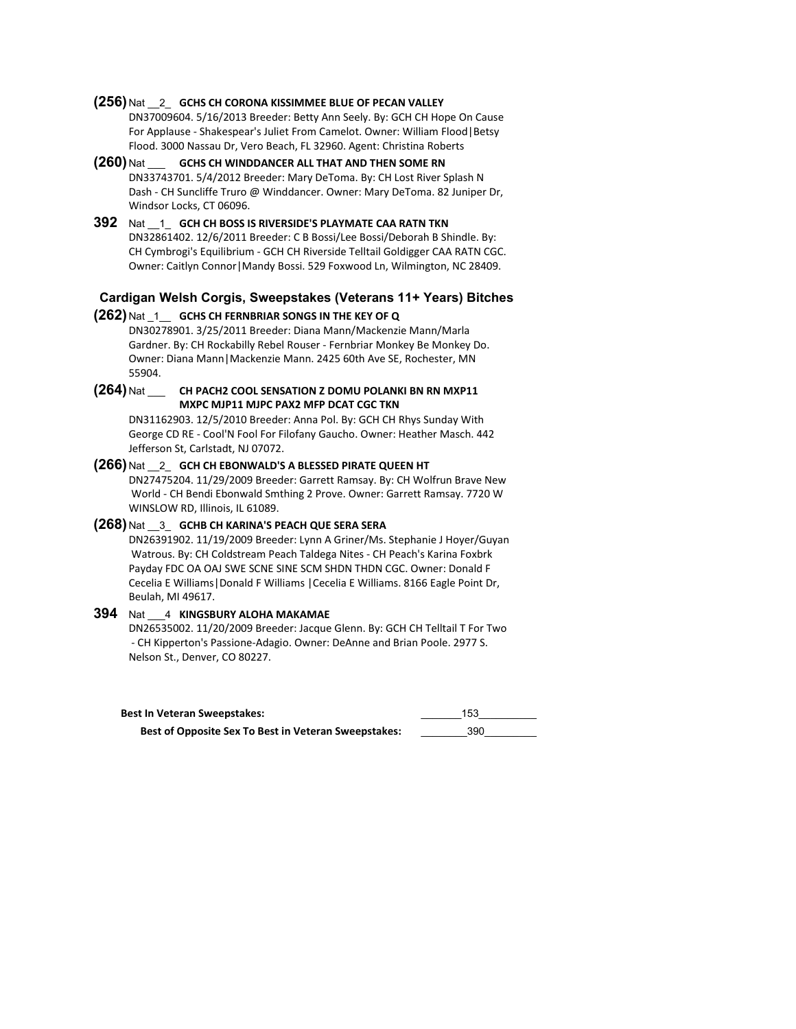**(256)** Nat __2_ **GCHS CH CORONA KISSIMMEE BLUE OF PECAN VALLEY**
DN37009604. 5/16/2013 Breeder: Betty Ann Seely. By: GCH CH Hope On Cause For Applause - Shakespear's Juliet From Camelot. Owner: William Flood|Betsy Flood. 3000 Nassau Dr, Vero Beach, FL 32960. Agent: Christina Roberts

**(260)** Nat ___ **GCHS CH WINDDANCER ALL THAT AND THEN SOME RN**
DN33743701. 5/4/2012 Breeder: Mary DeToma. By: CH Lost River Splash N Dash - CH Suncliffe Truro @ Winddancer. Owner: Mary DeToma. 82 Juniper Dr, Windsor Locks, CT 06096.

**392** Nat __1_ **GCH CH BOSS IS RIVERSIDE'S PLAYMATE CAA RATN TKN**
DN32861402. 12/6/2011 Breeder: C B Bossi/Lee Bossi/Deborah B Shindle. By: CH Cymbrogi's Equilibrium - GCH CH Riverside Telltail Goldigger CAA RATN CGC. Owner: Caitlyn Connor|Mandy Bossi. 529 Foxwood Ln, Wilmington, NC 28409.

## Cardigan Welsh Corgis, Sweepstakes (Veterans 11+ Years) Bitches

**(262)** Nat _1__ **GCHS CH FERNBRIAR SONGS IN THE KEY OF Q**
DN30278901. 3/25/2011 Breeder: Diana Mann/Mackenzie Mann/Marla Gardner. By: CH Rockabilly Rebel Rouser - Fernbriar Monkey Be Monkey Do. Owner: Diana Mann|Mackenzie Mann. 2425 60th Ave SE, Rochester, MN 55904.

**(264)** Nat ___ **CH PACH2 COOL SENSATION Z DOMU POLANKI BN RN MXP11 MXPC MJP11 MJPC PAX2 MFP DCAT CGC TKN**
DN31162903. 12/5/2010 Breeder: Anna Pol. By: GCH CH Rhys Sunday With George CD RE - Cool'N Fool For Filofany Gaucho. Owner: Heather Masch. 442 Jefferson St, Carlstadt, NJ 07072.

**(266)** Nat __2_ **GCH CH EBONWALD'S A BLESSED PIRATE QUEEN HT**
DN27475204. 11/29/2009 Breeder: Garrett Ramsay. By: CH Wolfrun Brave New World - CH Bendi Ebonwald Smthing 2 Prove. Owner: Garrett Ramsay. 7720 W WINSLOW RD, Illinois, IL 61089.

**(268)** Nat __3_ **GCHB CH KARINA'S PEACH QUE SERA SERA**
DN26391902. 11/19/2009 Breeder: Lynn A Griner/Ms. Stephanie J Hoyer/Guyan Watrous. By: CH Coldstream Peach Taldega Nites - CH Peach's Karina Foxbrk Payday FDC OA OAJ SWE SCNE SINE SCM SHDN THDN CGC. Owner: Donald F Cecelia E Williams|Donald F Williams |Cecelia E Williams. 8166 Eagle Point Dr, Beulah, MI 49617.

**394** Nat ___4 **KINGSBURY ALOHA MAKAMAE**
DN26535002. 11/20/2009 Breeder: Jacque Glenn. By: GCH CH Telltail T For Two - CH Kipperton's Passione-Adagio. Owner: DeAnne and Brian Poole. 2977 S. Nelson St., Denver, CO 80227.

**Best In Veteran Sweepstakes:** _______153__________

**Best of Opposite Sex To Best in Veteran Sweepstakes:** ________390_________